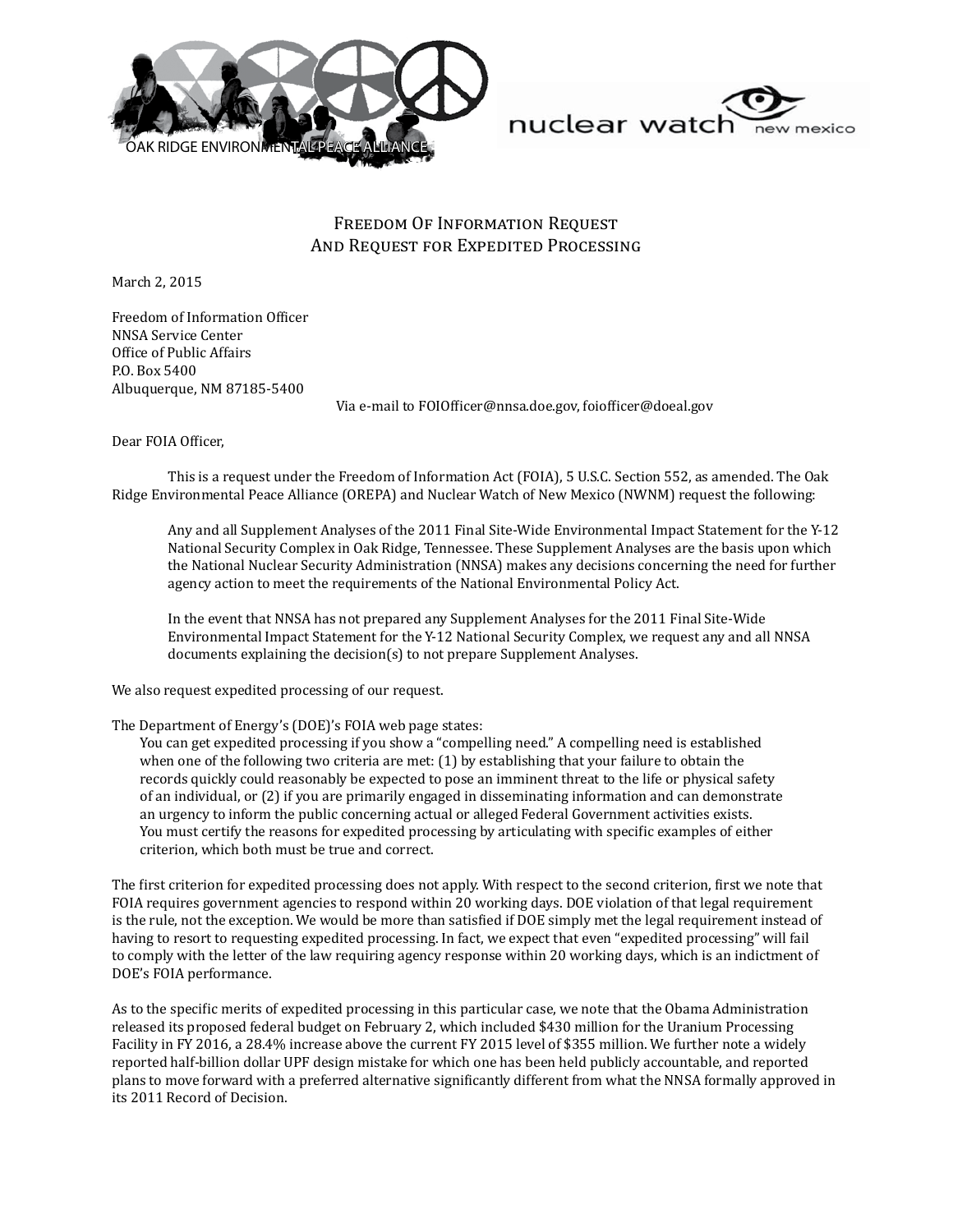OAK RIDGE ENVIRONMENTAL PEACE ALLIANCE

nuclear watch new mexico

# Freedom Of Information Request And Request for Expedited Processing

March 2, 2015

Freedom of Information Officer
NNSA Service Center
Office of Public Affairs
P.O. Box 5400
Albuquerque, NM 87185-5400

Via e-mail to FOIOfficer@nnsa.doe.gov, foiofficer@doeal.gov

Dear FOIA Officer,

This is a request under the Freedom of Information Act (FOIA), 5 U.S.C. Section 552, as amended. The Oak Ridge Environmental Peace Alliance (OREPA) and Nuclear Watch of New Mexico (NWNM) request the following:

> Any and all Supplement Analyses of the 2011 Final Site-Wide Environmental Impact Statement for the Y-12 National Security Complex in Oak Ridge, Tennessee. These Supplement Analyses are the basis upon which the National Nuclear Security Administration (NNSA) makes any decisions concerning the need for further agency action to meet the requirements of the National Environmental Policy Act.
>
> In the event that NNSA has not prepared any Supplement Analyses for the 2011 Final Site-Wide Environmental Impact Statement for the Y-12 National Security Complex, we request any and all NNSA documents explaining the decision(s) to not prepare Supplement Analyses.

We also request expedited processing of our request.

The Department of Energy's (DOE)'s FOIA web page states:

> You can get expedited processing if you show a "compelling need." A compelling need is established when one of the following two criteria are met: (1) by establishing that your failure to obtain the records quickly could reasonably be expected to pose an imminent threat to the life or physical safety of an individual, or (2) if you are primarily engaged in disseminating information and can demonstrate an urgency to inform the public concerning actual or alleged Federal Government activities exists. You must certify the reasons for expedited processing by articulating with specific examples of either criterion, which both must be true and correct.

The first criterion for expedited processing does not apply. With respect to the second criterion, first we note that FOIA requires government agencies to respond within 20 working days. DOE violation of that legal requirement is the rule, not the exception. We would be more than satisfied if DOE simply met the legal requirement instead of having to resort to requesting expedited processing. In fact, we expect that even "expedited processing" will fail to comply with the letter of the law requiring agency response within 20 working days, which is an indictment of DOE's FOIA performance.

As to the specific merits of expedited processing in this particular case, we note that the Obama Administration released its proposed federal budget on February 2, which included $430 million for the Uranium Processing Facility in FY 2016, a 28.4% increase above the current FY 2015 level of $355 million. We further note a widely reported half-billion dollar UPF design mistake for which one has been held publicly accountable, and reported plans to move forward with a preferred alternative significantly different from what the NNSA formally approved in its 2011 Record of Decision.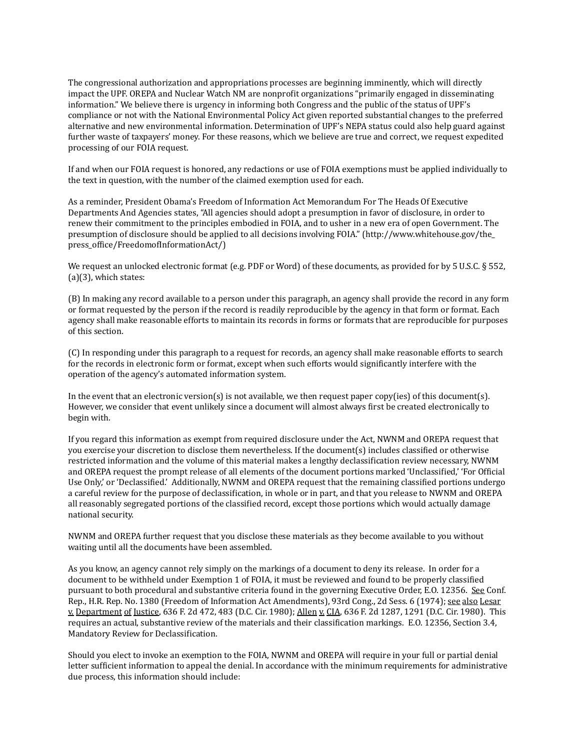The congressional authorization and appropriations processes are beginning imminently, which will directly impact the UPF. OREPA and Nuclear Watch NM are nonprofit organizations "primarily engaged in disseminating information." We believe there is urgency in informing both Congress and the public of the status of UPF's compliance or not with the National Environmental Policy Act given reported substantial changes to the preferred alternative and new environmental information. Determination of UPF's NEPA status could also help guard against further waste of taxpayers' money. For these reasons, which we believe are true and correct, we request expedited processing of our FOIA request.

If and when our FOIA request is honored, any redactions or use of FOIA exemptions must be applied individually to the text in question, with the number of the claimed exemption used for each.

As a reminder, President Obama's Freedom of Information Act Memorandum For The Heads Of Executive Departments And Agencies states, "All agencies should adopt a presumption in favor of disclosure, in order to renew their commitment to the principles embodied in FOIA, and to usher in a new era of open Government. The presumption of disclosure should be applied to all decisions involving FOIA." (http://www.whitehouse.gov/the_press_office/FreedomofInformationAct/)

We request an unlocked electronic format (e.g. PDF or Word) of these documents, as provided for by 5 U.S.C. § 552, (a)(3), which states:

(B) In making any record available to a person under this paragraph, an agency shall provide the record in any form or format requested by the person if the record is readily reproducible by the agency in that form or format. Each agency shall make reasonable efforts to maintain its records in forms or formats that are reproducible for purposes of this section.

(C) In responding under this paragraph to a request for records, an agency shall make reasonable efforts to search for the records in electronic form or format, except when such efforts would significantly interfere with the operation of the agency's automated information system.

In the event that an electronic version(s) is not available, we then request paper copy(ies) of this document(s). However, we consider that event unlikely since a document will almost always first be created electronically to begin with.

If you regard this information as exempt from required disclosure under the Act, NWNM and OREPA request that you exercise your discretion to disclose them nevertheless. If the document(s) includes classified or otherwise restricted information and the volume of this material makes a lengthy declassification review necessary, NWNM and OREPA request the prompt release of all elements of the document portions marked 'Unclassified,' 'For Official Use Only,' or 'Declassified.' Additionally, NWNM and OREPA request that the remaining classified portions undergo a careful review for the purpose of declassification, in whole or in part, and that you release to NWNM and OREPA all reasonably segregated portions of the classified record, except those portions which would actually damage national security.

NWNM and OREPA further request that you disclose these materials as they become available to you without waiting until all the documents have been assembled.

As you know, an agency cannot rely simply on the markings of a document to deny its release. In order for a document to be withheld under Exemption 1 of FOIA, it must be reviewed and found to be properly classified pursuant to both procedural and substantive criteria found in the governing Executive Order, E.O. 12356. See Conf. Rep., H.R. Rep. No. 1380 (Freedom of Information Act Amendments), 93rd Cong., 2d Sess. 6 (1974); see also Lesar v. Department of Justice, 636 F. 2d 472, 483 (D.C. Cir. 1980); Allen v. CIA, 636 F. 2d 1287, 1291 (D.C. Cir. 1980). This requires an actual, substantive review of the materials and their classification markings. E.O. 12356, Section 3.4, Mandatory Review for Declassification.

Should you elect to invoke an exemption to the FOIA, NWNM and OREPA will require in your full or partial denial letter sufficient information to appeal the denial. In accordance with the minimum requirements for administrative due process, this information should include: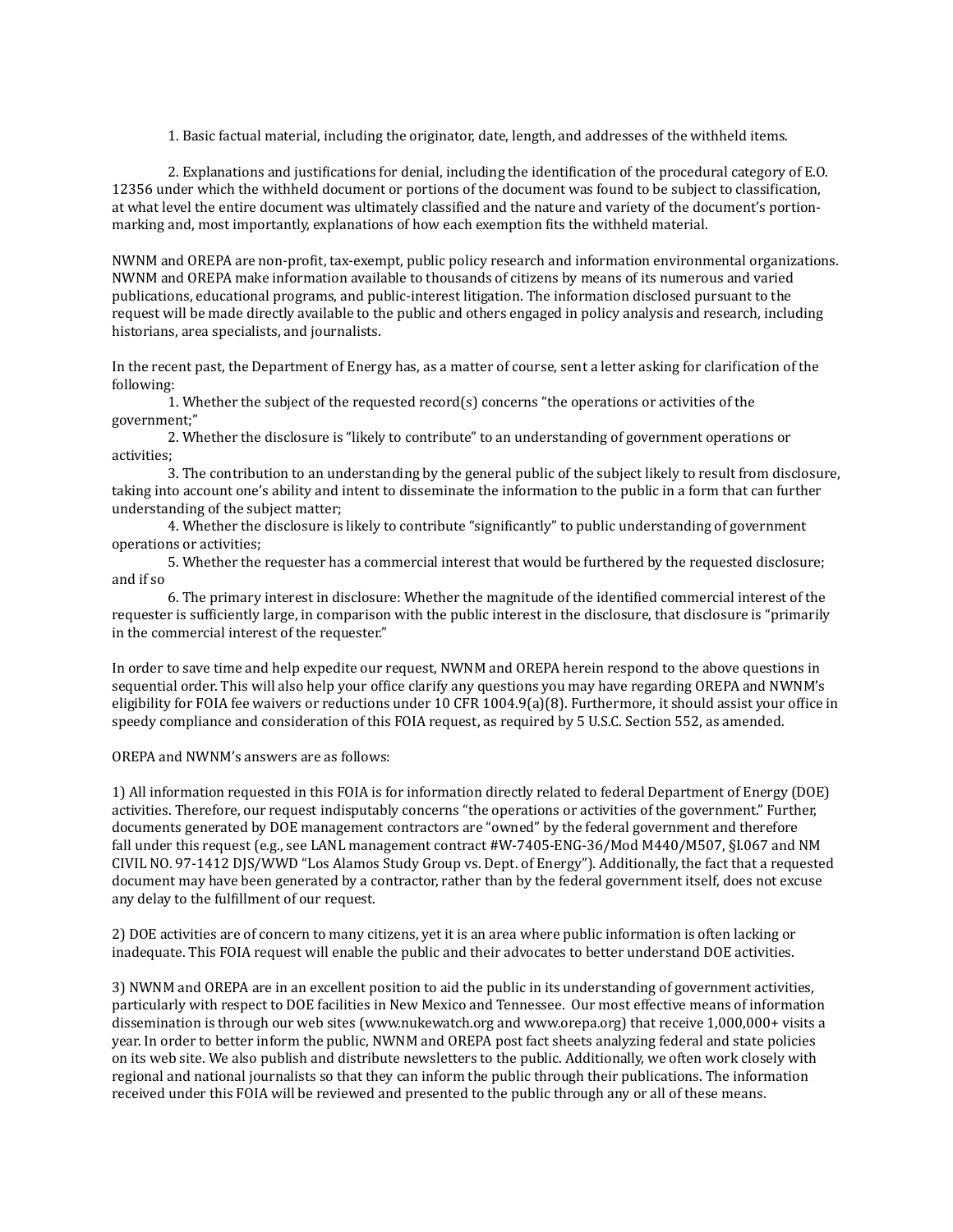1. Basic factual material, including the originator, date, length, and addresses of the withheld items.

2. Explanations and justifications for denial, including the identification of the procedural category of E.O. 12356 under which the withheld document or portions of the document was found to be subject to classification, at what level the entire document was ultimately classified and the nature and variety of the document's portion-marking and, most importantly, explanations of how each exemption fits the withheld material.

NWNM and OREPA are non-profit, tax-exempt, public policy research and information environmental organizations. NWNM and OREPA make information available to thousands of citizens by means of its numerous and varied publications, educational programs, and public-interest litigation. The information disclosed pursuant to the request will be made directly available to the public and others engaged in policy analysis and research, including historians, area specialists, and journalists.

In the recent past, the Department of Energy has, as a matter of course, sent a letter asking for clarification of the following:

1. Whether the subject of the requested record(s) concerns "the operations or activities of the government;"
2. Whether the disclosure is "likely to contribute" to an understanding of government operations or activities;
3. The contribution to an understanding by the general public of the subject likely to result from disclosure, taking into account one's ability and intent to disseminate the information to the public in a form that can further understanding of the subject matter;
4. Whether the disclosure is likely to contribute "significantly" to public understanding of government operations or activities;
5. Whether the requester has a commercial interest that would be furthered by the requested disclosure; and if so
6. The primary interest in disclosure: Whether the magnitude of the identified commercial interest of the requester is sufficiently large, in comparison with the public interest in the disclosure, that disclosure is "primarily in the commercial interest of the requester."

In order to save time and help expedite our request, NWNM and OREPA herein respond to the above questions in sequential order. This will also help your office clarify any questions you may have regarding OREPA and NWNM's eligibility for FOIA fee waivers or reductions under 10 CFR 1004.9(a)(8). Furthermore, it should assist your office in speedy compliance and consideration of this FOIA request, as required by 5 U.S.C. Section 552, as amended.

OREPA and NWNM's answers are as follows:

1) All information requested in this FOIA is for information directly related to federal Department of Energy (DOE) activities. Therefore, our request indisputably concerns "the operations or activities of the government." Further, documents generated by DOE management contractors are "owned" by the federal government and therefore fall under this request (e.g., see LANL management contract #W-7405-ENG-36/Mod M440/M507, §I.067 and NM CIVIL NO. 97-1412 DJS/WWD "Los Alamos Study Group vs. Dept. of Energy"). Additionally, the fact that a requested document may have been generated by a contractor, rather than by the federal government itself, does not excuse any delay to the fulfillment of our request.

2) DOE activities are of concern to many citizens, yet it is an area where public information is often lacking or inadequate. This FOIA request will enable the public and their advocates to better understand DOE activities.

3) NWNM and OREPA are in an excellent position to aid the public in its understanding of government activities, particularly with respect to DOE facilities in New Mexico and Tennessee. Our most effective means of information dissemination is through our web sites (www.nukewatch.org and www.orepa.org) that receive 1,000,000+ visits a year. In order to better inform the public, NWNM and OREPA post fact sheets analyzing federal and state policies on its web site. We also publish and distribute newsletters to the public. Additionally, we often work closely with regional and national journalists so that they can inform the public through their publications. The information received under this FOIA will be reviewed and presented to the public through any or all of these means.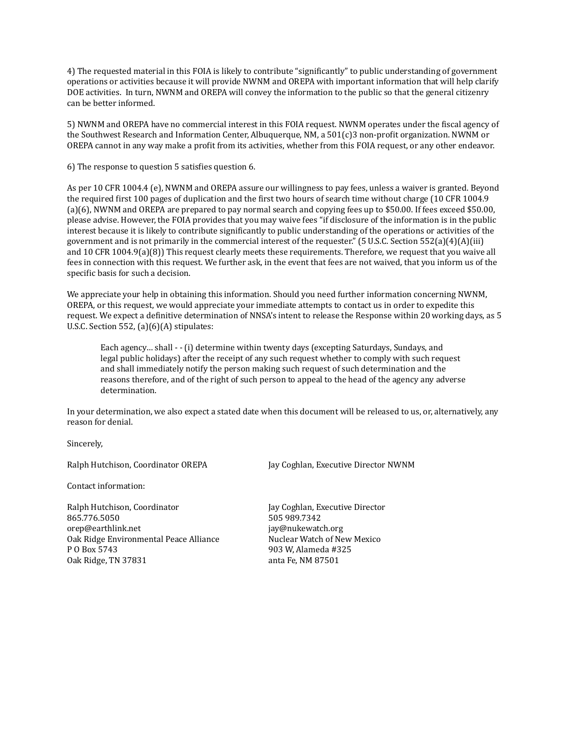4) The requested material in this FOIA is likely to contribute "significantly" to public understanding of government operations or activities because it will provide NWNM and OREPA with important information that will help clarify DOE activities. In turn, NWNM and OREPA will convey the information to the public so that the general citizenry can be better informed.

5) NWNM and OREPA have no commercial interest in this FOIA request. NWNM operates under the fiscal agency of the Southwest Research and Information Center, Albuquerque, NM, a 501(c)3 non-profit organization. NWNM or OREPA cannot in any way make a profit from its activities, whether from this FOIA request, or any other endeavor.

6) The response to question 5 satisfies question 6.

As per 10 CFR 1004.4 (e), NWNM and OREPA assure our willingness to pay fees, unless a waiver is granted. Beyond the required first 100 pages of duplication and the first two hours of search time without charge (10 CFR 1004.9 (a)(6), NWNM and OREPA are prepared to pay normal search and copying fees up to $50.00. If fees exceed $50.00, please advise. However, the FOIA provides that you may waive fees "if disclosure of the information is in the public interest because it is likely to contribute significantly to public understanding of the operations or activities of the government and is not primarily in the commercial interest of the requester." (5 U.S.C. Section 552(a)(4)(A)(iii) and 10 CFR 1004.9(a)(8)) This request clearly meets these requirements. Therefore, we request that you waive all fees in connection with this request. We further ask, in the event that fees are not waived, that you inform us of the specific basis for such a decision.

We appreciate your help in obtaining this information. Should you need further information concerning NWNM, OREPA, or this request, we would appreciate your immediate attempts to contact us in order to expedite this request. We expect a definitive determination of NNSA's intent to release the Response within 20 working days, as 5 U.S.C. Section 552, (a)(6)(A) stipulates:

> Each agency… shall - - (i) determine within twenty days (excepting Saturdays, Sundays, and legal public holidays) after the receipt of any such request whether to comply with such request and shall immediately notify the person making such request of such determination and the reasons therefore, and of the right of such person to appeal to the head of the agency any adverse determination.

In your determination, we also expect a stated date when this document will be released to us, or, alternatively, any reason for denial.

Sincerely,

Ralph Hutchison, Coordinator OREPA

Jay Coghlan, Executive Director NWNM

Contact information:

Ralph Hutchison, Coordinator
865.776.5050
orep@earthlink.net
Oak Ridge Environmental Peace Alliance
P O Box 5743
Oak Ridge, TN 37831

Jay Coghlan, Executive Director
505 989.7342
jay@nukewatch.org
Nuclear Watch of New Mexico
903 W, Alameda #325
anta Fe, NM 87501